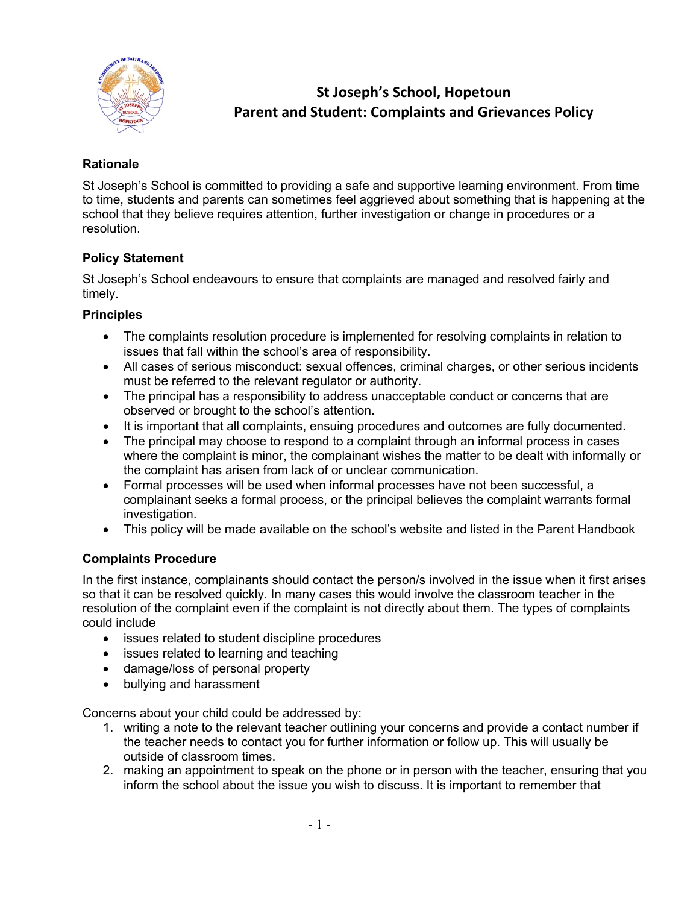# St Joseph's School, Hopetoun
# Parent and Student: Complaints and Grievances Policy

### Rationale

St Joseph's School is committed to providing a safe and supportive learning environment. From time to time, students and parents can sometimes feel aggrieved about something that is happening at the school that they believe requires attention, further investigation or change in procedures or a resolution.

### Policy Statement

St Joseph's School endeavours to ensure that complaints are managed and resolved fairly and timely.

### Principles

- The complaints resolution procedure is implemented for resolving complaints in relation to issues that fall within the school's area of responsibility.
- All cases of serious misconduct: sexual offences, criminal charges, or other serious incidents must be referred to the relevant regulator or authority.
- The principal has a responsibility to address unacceptable conduct or concerns that are observed or brought to the school's attention.
- It is important that all complaints, ensuing procedures and outcomes are fully documented.
- The principal may choose to respond to a complaint through an informal process in cases where the complaint is minor, the complainant wishes the matter to be dealt with informally or the complaint has arisen from lack of or unclear communication.
- Formal processes will be used when informal processes have not been successful, a complainant seeks a formal process, or the principal believes the complaint warrants formal investigation.
- This policy will be made available on the school's website and listed in the Parent Handbook

### Complaints Procedure

In the first instance, complainants should contact the person/s involved in the issue when it first arises so that it can be resolved quickly. In many cases this would involve the classroom teacher in the resolution of the complaint even if the complaint is not directly about them. The types of complaints could include

- issues related to student discipline procedures
- issues related to learning and teaching
- damage/loss of personal property
- bullying and harassment

Concerns about your child could be addressed by:

1. writing a note to the relevant teacher outlining your concerns and provide a contact number if the teacher needs to contact you for further information or follow up. This will usually be outside of classroom times.
2. making an appointment to speak on the phone or in person with the teacher, ensuring that you inform the school about the issue you wish to discuss. It is important to remember that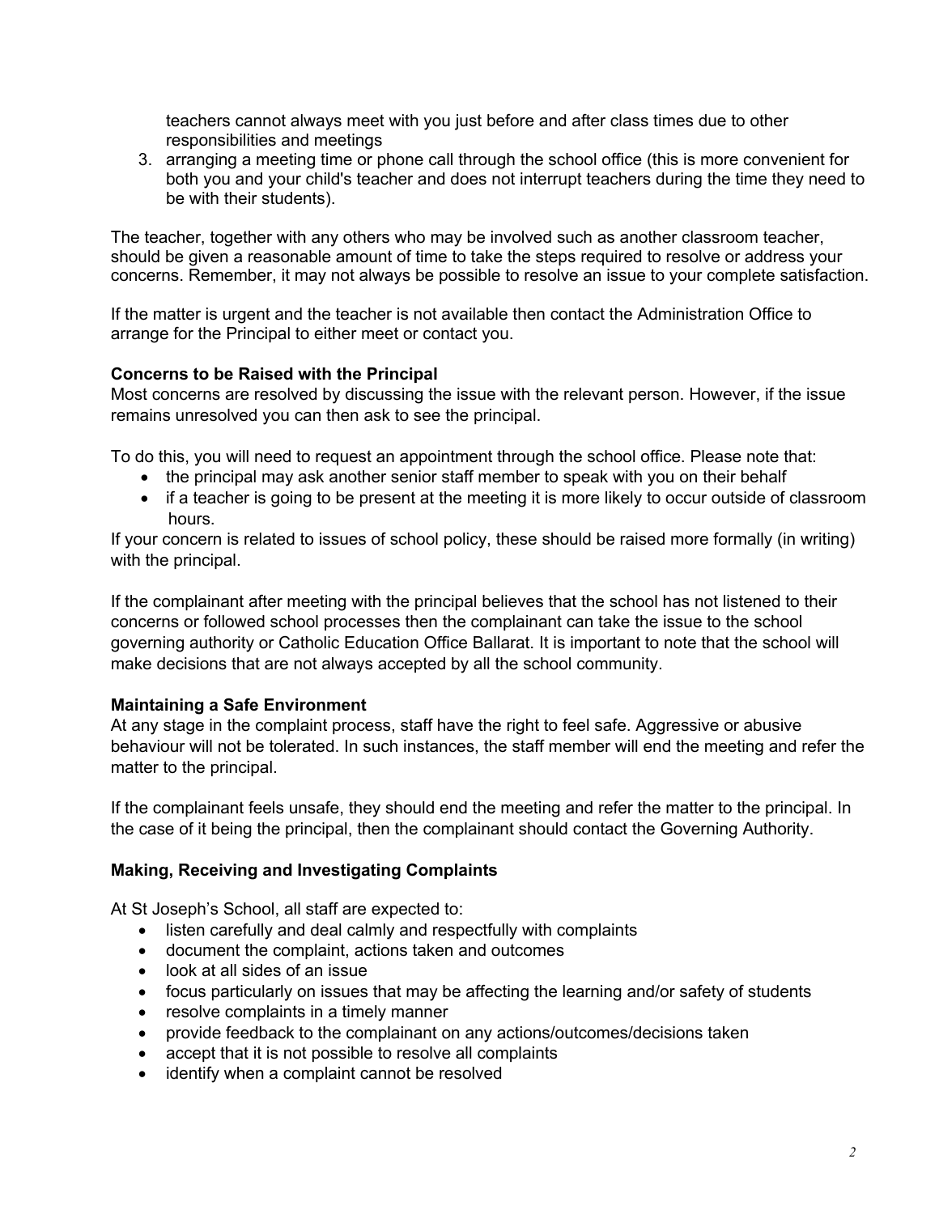teachers cannot always meet with you just before and after class times due to other responsibilities and meetings

3. arranging a meeting time or phone call through the school office (this is more convenient for both you and your child's teacher and does not interrupt teachers during the time they need to be with their students).

The teacher, together with any others who may be involved such as another classroom teacher, should be given a reasonable amount of time to take the steps required to resolve or address your concerns. Remember, it may not always be possible to resolve an issue to your complete satisfaction.

If the matter is urgent and the teacher is not available then contact the Administration Office to arrange for the Principal to either meet or contact you.

**Concerns to be Raised with the Principal**

Most concerns are resolved by discussing the issue with the relevant person. However, if the issue remains unresolved you can then ask to see the principal.

To do this, you will need to request an appointment through the school office. Please note that:

- the principal may ask another senior staff member to speak with you on their behalf
- if a teacher is going to be present at the meeting it is more likely to occur outside of classroom hours.

If your concern is related to issues of school policy, these should be raised more formally (in writing) with the principal.

If the complainant after meeting with the principal believes that the school has not listened to their concerns or followed school processes then the complainant can take the issue to the school governing authority or Catholic Education Office Ballarat. It is important to note that the school will make decisions that are not always accepted by all the school community.

**Maintaining a Safe Environment**

At any stage in the complaint process, staff have the right to feel safe. Aggressive or abusive behaviour will not be tolerated. In such instances, the staff member will end the meeting and refer the matter to the principal.

If the complainant feels unsafe, they should end the meeting and refer the matter to the principal. In the case of it being the principal, then the complainant should contact the Governing Authority.

**Making, Receiving and Investigating Complaints**

At St Joseph's School, all staff are expected to:

- listen carefully and deal calmly and respectfully with complaints
- document the complaint, actions taken and outcomes
- look at all sides of an issue
- focus particularly on issues that may be affecting the learning and/or safety of students
- resolve complaints in a timely manner
- provide feedback to the complainant on any actions/outcomes/decisions taken
- accept that it is not possible to resolve all complaints
- identify when a complaint cannot be resolved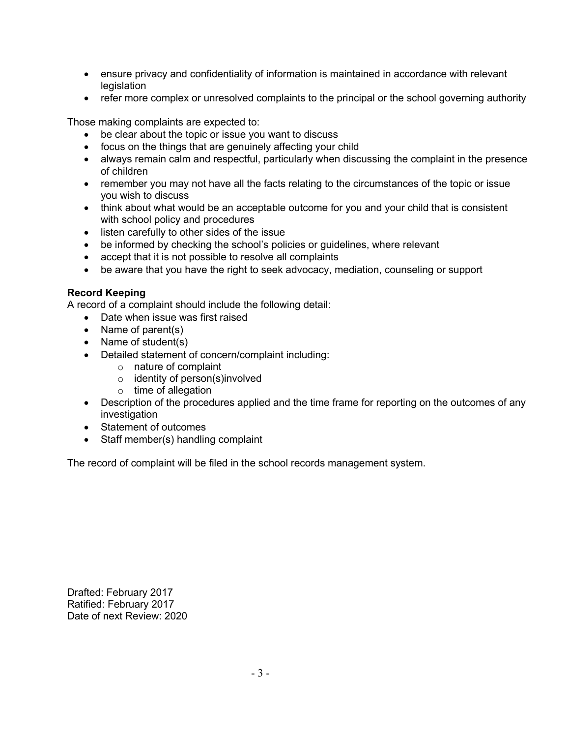- ensure privacy and confidentiality of information is maintained in accordance with relevant legislation
- refer more complex or unresolved complaints to the principal or the school governing authority

Those making complaints are expected to:

- be clear about the topic or issue you want to discuss
- focus on the things that are genuinely affecting your child
- always remain calm and respectful, particularly when discussing the complaint in the presence of children
- remember you may not have all the facts relating to the circumstances of the topic or issue you wish to discuss
- think about what would be an acceptable outcome for you and your child that is consistent with school policy and procedures
- listen carefully to other sides of the issue
- be informed by checking the school's policies or guidelines, where relevant
- accept that it is not possible to resolve all complaints
- be aware that you have the right to seek advocacy, mediation, counseling or support

**Record Keeping**

A record of a complaint should include the following detail:

- Date when issue was first raised
- Name of parent(s)
- Name of student(s)
- Detailed statement of concern/complaint including:
    - nature of complaint
    - identity of person(s)involved
    - time of allegation
- Description of the procedures applied and the time frame for reporting on the outcomes of any investigation
- Statement of outcomes
- Staff member(s) handling complaint

The record of complaint will be filed in the school records management system.

Drafted: February 2017
Ratified: February 2017
Date of next Review: 2020